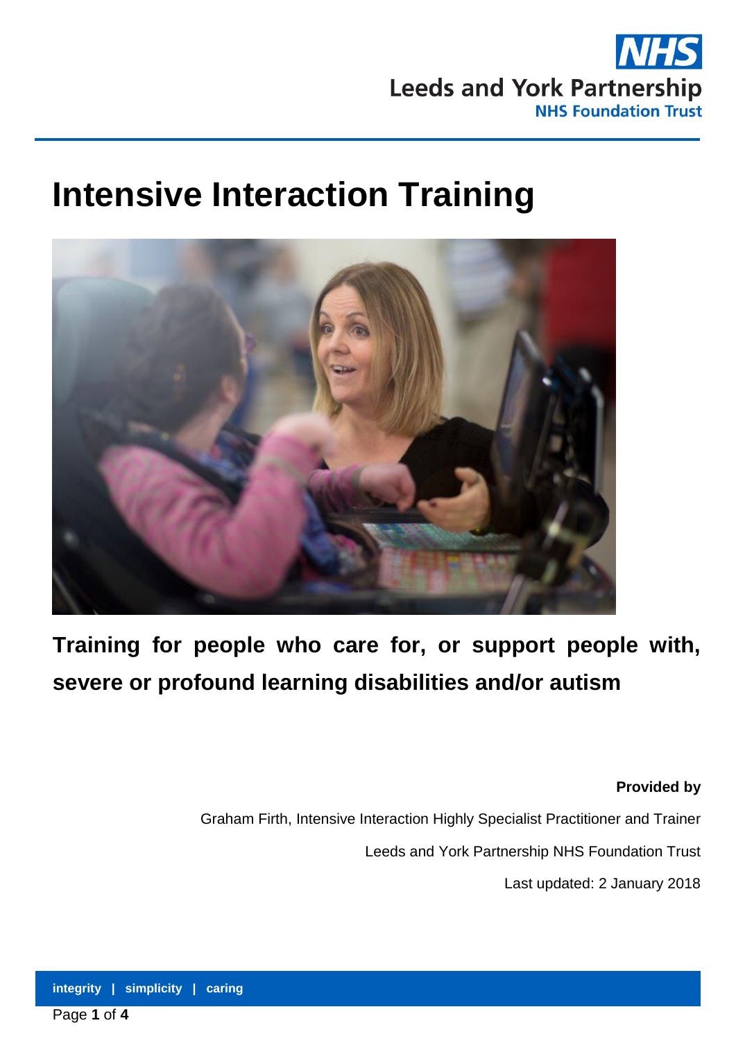NHS
Leeds and York Partnership
NHS Foundation Trust

# Intensive Interaction Training

**Training for people who care for, or support people with, severe or profound learning disabilities and/or autism**

**Provided by**

Graham Firth, Intensive Interaction Highly Specialist Practitioner and Trainer

Leeds and York Partnership NHS Foundation Trust

Last updated: 2 January 2018

**integrity | simplicity | caring**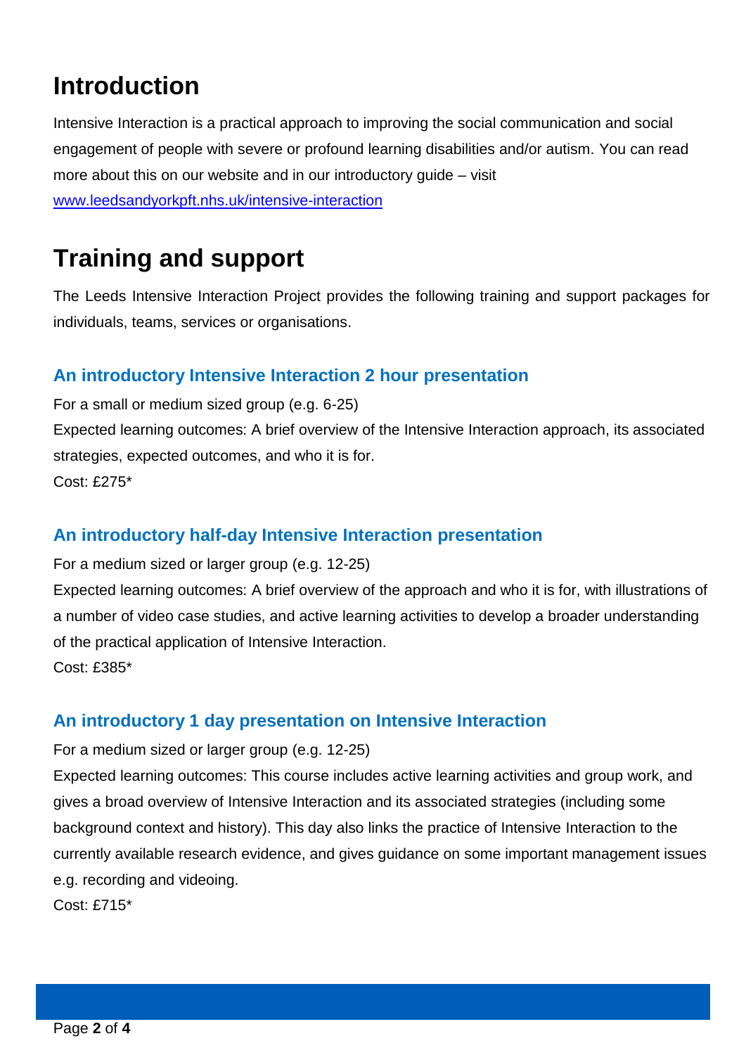# Introduction

Intensive Interaction is a practical approach to improving the social communication and social engagement of people with severe or profound learning disabilities and/or autism. You can read more about this on our website and in our introductory guide – visit [www.leedsandyorkpft.nhs.uk/intensive-interaction](www.leedsandyorkpft.nhs.uk/intensive-interaction)

# Training and support

The Leeds Intensive Interaction Project provides the following training and support packages for individuals, teams, services or organisations.

### An introductory Intensive Interaction 2 hour presentation

For a small or medium sized group (e.g. 6-25)

Expected learning outcomes: A brief overview of the Intensive Interaction approach, its associated strategies, expected outcomes, and who it is for.

Cost: £275*

### An introductory half-day Intensive Interaction presentation

For a medium sized or larger group (e.g. 12-25)

Expected learning outcomes: A brief overview of the approach and who it is for, with illustrations of a number of video case studies, and active learning activities to develop a broader understanding of the practical application of Intensive Interaction.

Cost: £385*

### An introductory 1 day presentation on Intensive Interaction

For a medium sized or larger group (e.g. 12-25)

Expected learning outcomes: This course includes active learning activities and group work, and gives a broad overview of Intensive Interaction and its associated strategies (including some background context and history). This day also links the practice of Intensive Interaction to the currently available research evidence, and gives guidance on some important management issues e.g. recording and videoing.

Cost: £715*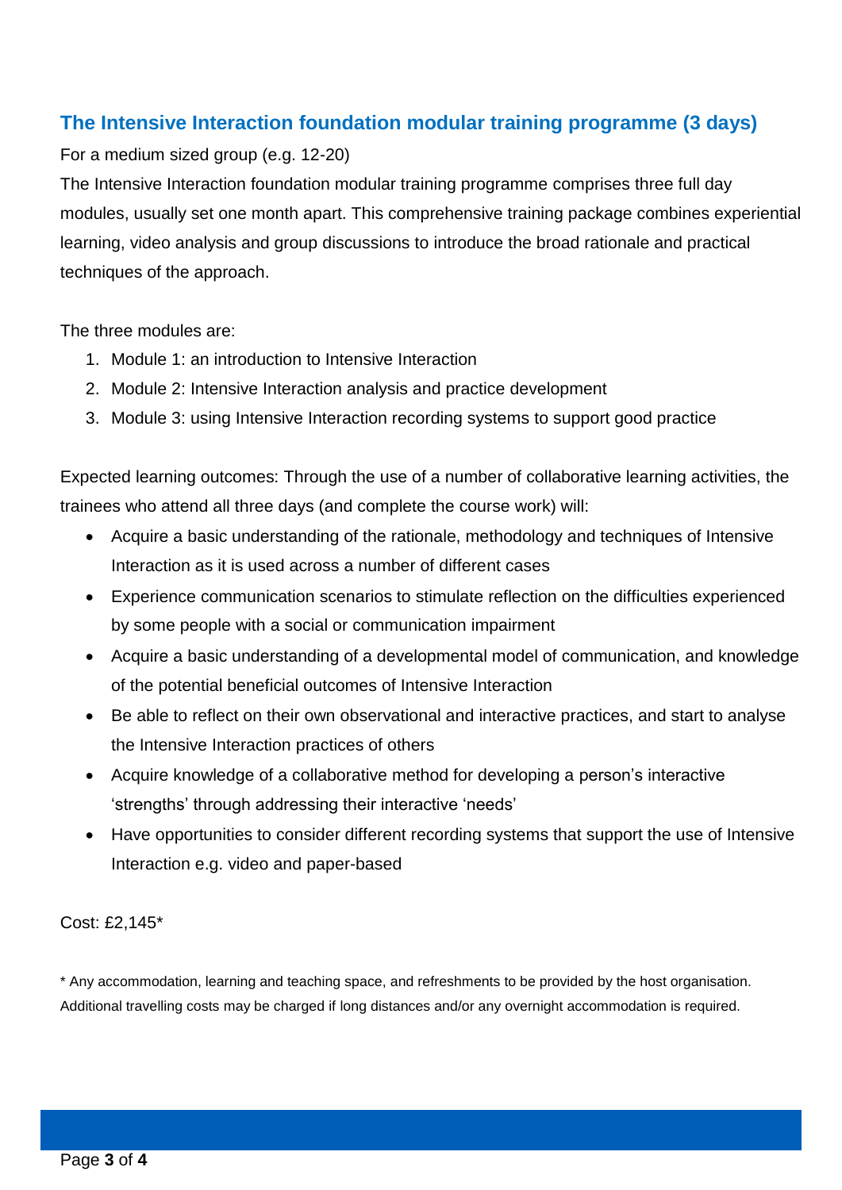## The Intensive Interaction foundation modular training programme (3 days)

For a medium sized group (e.g. 12-20)

The Intensive Interaction foundation modular training programme comprises three full day modules, usually set one month apart. This comprehensive training package combines experiential learning, video analysis and group discussions to introduce the broad rationale and practical techniques of the approach.

The three modules are:

1. Module 1: an introduction to Intensive Interaction
2. Module 2: Intensive Interaction analysis and practice development
3. Module 3: using Intensive Interaction recording systems to support good practice

Expected learning outcomes: Through the use of a number of collaborative learning activities, the trainees who attend all three days (and complete the course work) will:

- Acquire a basic understanding of the rationale, methodology and techniques of Intensive Interaction as it is used across a number of different cases
- Experience communication scenarios to stimulate reflection on the difficulties experienced by some people with a social or communication impairment
- Acquire a basic understanding of a developmental model of communication, and knowledge of the potential beneficial outcomes of Intensive Interaction
- Be able to reflect on their own observational and interactive practices, and start to analyse the Intensive Interaction practices of others
- Acquire knowledge of a collaborative method for developing a person's interactive 'strengths' through addressing their interactive 'needs'
- Have opportunities to consider different recording systems that support the use of Intensive Interaction e.g. video and paper-based

Cost: £2,145*

* Any accommodation, learning and teaching space, and refreshments to be provided by the host organisation. Additional travelling costs may be charged if long distances and/or any overnight accommodation is required.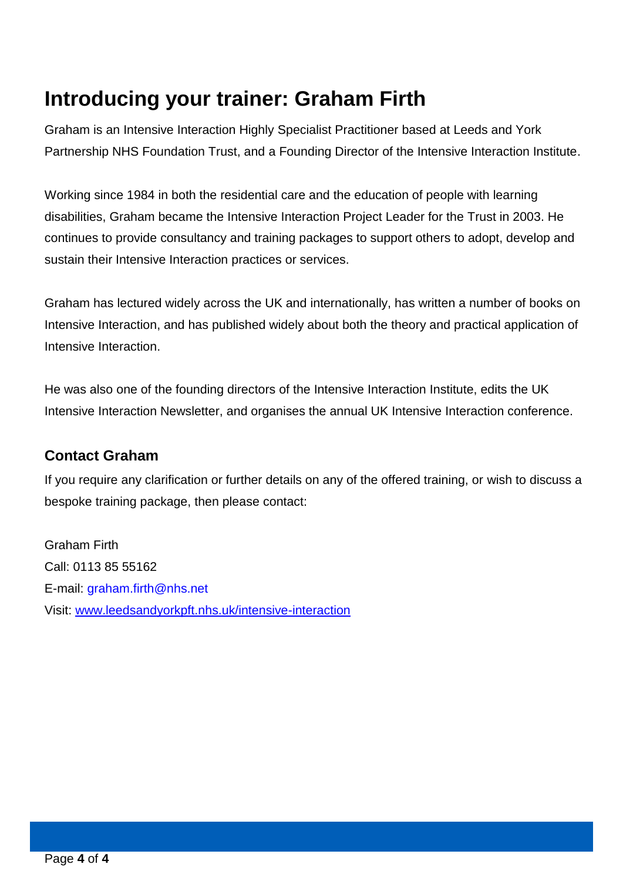# Introducing your trainer: Graham Firth

Graham is an Intensive Interaction Highly Specialist Practitioner based at Leeds and York Partnership NHS Foundation Trust, and a Founding Director of the Intensive Interaction Institute.

Working since 1984 in both the residential care and the education of people with learning disabilities, Graham became the Intensive Interaction Project Leader for the Trust in 2003. He continues to provide consultancy and training packages to support others to adopt, develop and sustain their Intensive Interaction practices or services.

Graham has lectured widely across the UK and internationally, has written a number of books on Intensive Interaction, and has published widely about both the theory and practical application of Intensive Interaction.

He was also one of the founding directors of the Intensive Interaction Institute, edits the UK Intensive Interaction Newsletter, and organises the annual UK Intensive Interaction conference.

## Contact Graham

If you require any clarification or further details on any of the offered training, or wish to discuss a bespoke training package, then please contact:

Graham Firth
Call: 0113 85 55162
E-mail: graham.firth@nhs.net
Visit: www.leedsandyorkpft.nhs.uk/intensive-interaction